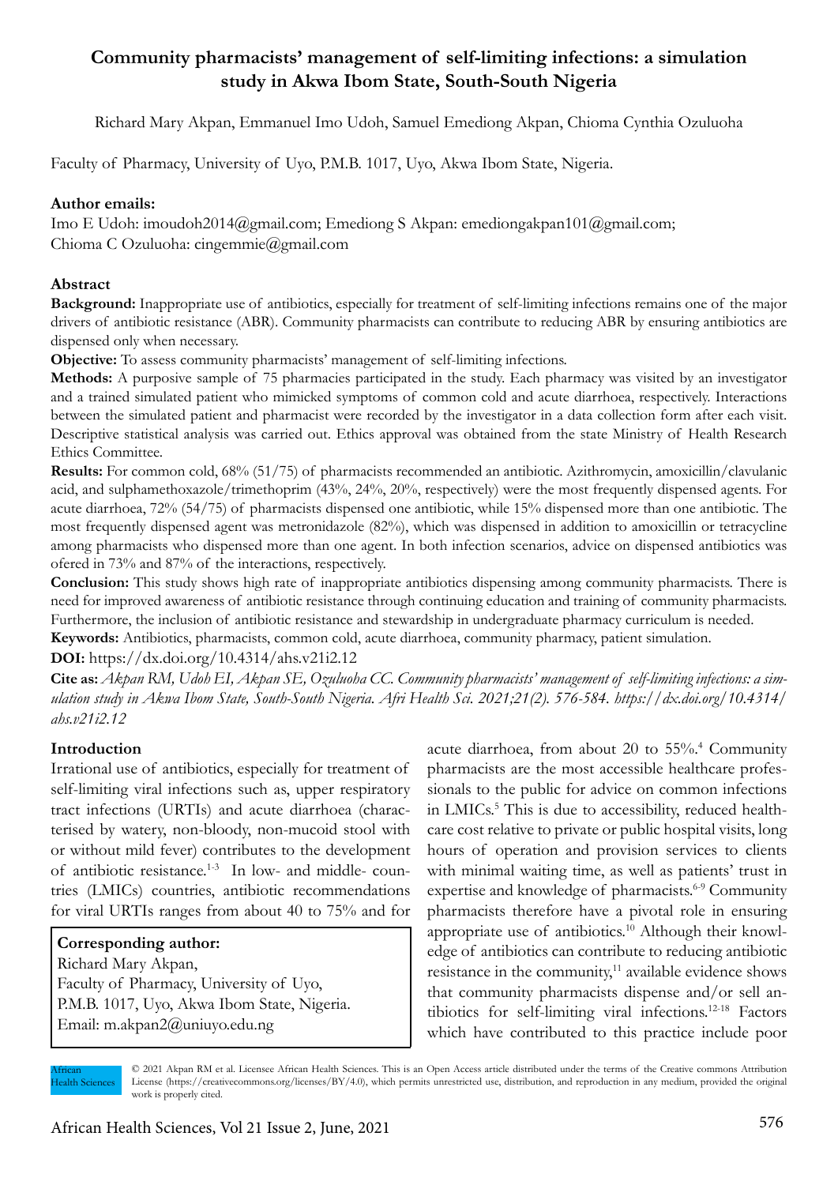# Community pharmacists' management of self-limiting infections: a simulation study in Akwa Ibom State, South-South Nigeria

Richard Mary Akpan, Emmanuel Imo Udoh, Samuel Emediong Akpan, Chioma Cynthia Ozuluoha

Faculty of Pharmacy, University of Uyo, P.M.B. 1017, Uyo, Akwa Ibom State, Nigeria.

**Author emails:**

Imo E Udoh: imoudoh2014@gmail.com; Emediong S Akpan: emediongakpan101@gmail.com; Chioma C Ozuluoha: cingemmie@gmail.com

## Abstract

**Background:** Inappropriate use of antibiotics, especially for treatment of self-limiting infections remains one of the major drivers of antibiotic resistance (ABR). Community pharmacists can contribute to reducing ABR by ensuring antibiotics are dispensed only when necessary.

**Objective:** To assess community pharmacists' management of self-limiting infections.

**Methods:** A purposive sample of 75 pharmacies participated in the study. Each pharmacy was visited by an investigator and a trained simulated patient who mimicked symptoms of common cold and acute diarrhoea, respectively. Interactions between the simulated patient and pharmacist were recorded by the investigator in a data collection form after each visit. Descriptive statistical analysis was carried out. Ethics approval was obtained from the state Ministry of Health Research Ethics Committee.

**Results:** For common cold, 68% (51/75) of pharmacists recommended an antibiotic. Azithromycin, amoxicillin/clavulanic acid, and sulphamethoxazole/trimethoprim (43%, 24%, 20%, respectively) were the most frequently dispensed agents. For acute diarrhoea, 72% (54/75) of pharmacists dispensed one antibiotic, while 15% dispensed more than one antibiotic. The most frequently dispensed agent was metronidazole (82%), which was dispensed in addition to amoxicillin or tetracycline among pharmacists who dispensed more than one agent. In both infection scenarios, advice on dispensed antibiotics was ofered in 73% and 87% of the interactions, respectively.

**Conclusion:** This study shows high rate of inappropriate antibiotics dispensing among community pharmacists. There is need for improved awareness of antibiotic resistance through continuing education and training of community pharmacists. Furthermore, the inclusion of antibiotic resistance and stewardship in undergraduate pharmacy curriculum is needed.

**Keywords:** Antibiotics, pharmacists, common cold, acute diarrhoea, community pharmacy, patient simulation.

**DOI:** https://dx.doi.org/10.4314/ahs.v21i2.12

**Cite as:** *Akpan RM, Udoh EI, Akpan SE, Ozuluoha CC. Community pharmacists' management of self-limiting infections: a simulation study in Akwa Ibom State, South-South Nigeria. Afri Health Sci. 2021;21(2). 576-584. https://dx.doi.org/10.4314/ahs.v21i2.12*

## Introduction

Irrational use of antibiotics, especially for treatment of self-limiting viral infections such as, upper respiratory tract infections (URTIs) and acute diarrhoea (characterised by watery, non-bloody, non-mucoid stool with or without mild fever) contributes to the development of antibiotic resistance.[1-3] In low- and middle- countries (LMICs) countries, antibiotic recommendations for viral URTIs ranges from about 40 to 75% and for acute diarrhoea, from about 20 to 55%.[4] Community pharmacists are the most accessible healthcare professionals to the public for advice on common infections in LMICs.[5] This is due to accessibility, reduced healthcare cost relative to private or public hospital visits, long hours of operation and provision services to clients with minimal waiting time, as well as patients' trust in expertise and knowledge of pharmacists.[6-9] Community pharmacists therefore have a pivotal role in ensuring appropriate use of antibiotics.[10] Although their knowledge of antibiotics can contribute to reducing antibiotic resistance in the community,[11] available evidence shows that community pharmacists dispense and/or sell antibiotics for self-limiting viral infections.[12-18] Factors which have contributed to this practice include poor

**Corresponding author:**
Richard Mary Akpan,
Faculty of Pharmacy, University of Uyo,
P.M.B. 1017, Uyo, Akwa Ibom State, Nigeria.
Email: m.akpan2@uniuyo.edu.ng

© 2021 Akpan RM et al. Licensee African Health Sciences. This is an Open Access article distributed under the terms of the Creative commons Attribution License (https://creativecommons.org/licenses/BY/4.0), which permits unrestricted use, distribution, and reproduction in any medium, provided the original work is properly cited.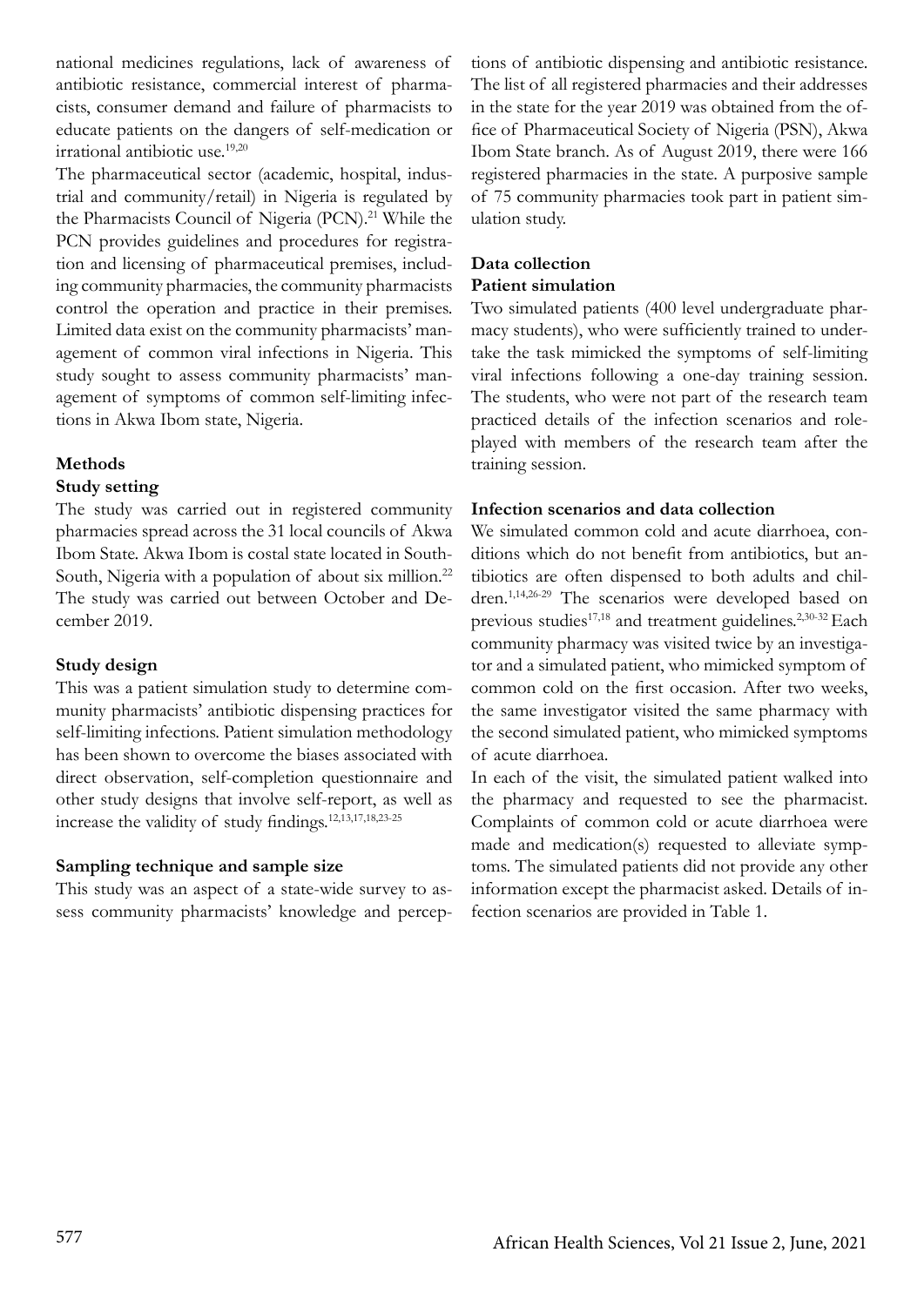national medicines regulations, lack of awareness of antibiotic resistance, commercial interest of pharmacists, consumer demand and failure of pharmacists to educate patients on the dangers of self-medication or irrational antibiotic use.[19,20]

The pharmaceutical sector (academic, hospital, industrial and community/retail) in Nigeria is regulated by the Pharmacists Council of Nigeria (PCN).[21] While the PCN provides guidelines and procedures for registration and licensing of pharmaceutical premises, including community pharmacies, the community pharmacists control the operation and practice in their premises. Limited data exist on the community pharmacists' management of common viral infections in Nigeria. This study sought to assess community pharmacists' management of symptoms of common self-limiting infections in Akwa Ibom state, Nigeria.

## Methods

### Study setting

The study was carried out in registered community pharmacies spread across the 31 local councils of Akwa Ibom State. Akwa Ibom is costal state located in South-South, Nigeria with a population of about six million.[22] The study was carried out between October and December 2019.

### Study design

This was a patient simulation study to determine community pharmacists' antibiotic dispensing practices for self-limiting infections. Patient simulation methodology has been shown to overcome the biases associated with direct observation, self-completion questionnaire and other study designs that involve self-report, as well as increase the validity of study findings.[12,13,17,18,23-25]

### Sampling technique and sample size

This study was an aspect of a state-wide survey to assess community pharmacists' knowledge and perceptions of antibiotic dispensing and antibiotic resistance. The list of all registered pharmacies and their addresses in the state for the year 2019 was obtained from the office of Pharmaceutical Society of Nigeria (PSN), Akwa Ibom State branch. As of August 2019, there were 166 registered pharmacies in the state. A purposive sample of 75 community pharmacies took part in patient simulation study.

### Data collection

### Patient simulation

Two simulated patients (400 level undergraduate pharmacy students), who were sufficiently trained to undertake the task mimicked the symptoms of self-limiting viral infections following a one-day training session. The students, who were not part of the research team practiced details of the infection scenarios and role-played with members of the research team after the training session.

### Infection scenarios and data collection

We simulated common cold and acute diarrhoea, conditions which do not benefit from antibiotics, but antibiotics are often dispensed to both adults and children.[1,14,26-29] The scenarios were developed based on previous studies[17,18] and treatment guidelines.[2,30-32] Each community pharmacy was visited twice by an investigator and a simulated patient, who mimicked symptom of common cold on the first occasion. After two weeks, the same investigator visited the same pharmacy with the second simulated patient, who mimicked symptoms of acute diarrhoea.

In each of the visit, the simulated patient walked into the pharmacy and requested to see the pharmacist. Complaints of common cold or acute diarrhoea were made and medication(s) requested to alleviate symptoms. The simulated patients did not provide any other information except the pharmacist asked. Details of infection scenarios are provided in Table 1.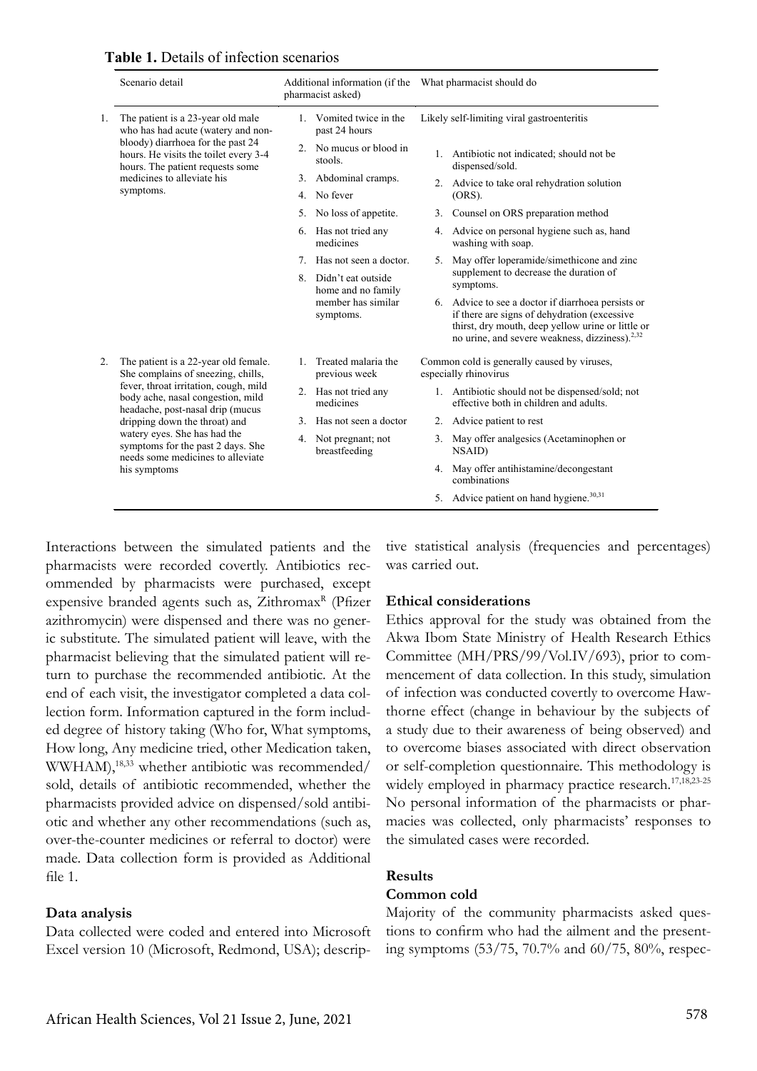**Table 1.** Details of infection scenarios

| | Scenario detail | Additional information (if the pharmacist asked) | What pharmacist should do |
|---|---|---|---|
| 1. | The patient is a 23-year old male who has had acute (watery and non-bloody) diarrhoea for the past 24 hours. He visits the toilet every 3-4 hours. The patient requests some medicines to alleviate his symptoms. | 1. Vomited twice in the past 24 hours<br>2. No mucus or blood in stools.<br>3. Abdominal cramps.<br>4. No fever<br>5. No loss of appetite.<br>6. Has not tried any medicines<br>7. Has not seen a doctor.<br>8. Didn't eat outside home and no family member has similar symptoms. | Likely self-limiting viral gastroenteritis<br>1. Antibiotic not indicated; should not be dispensed/sold.<br>2. Advice to take oral rehydration solution (ORS).<br>3. Counsel on ORS preparation method<br>4. Advice on personal hygiene such as, hand washing with soap.<br>5. May offer loperamide/simethicone and zinc supplement to decrease the duration of symptoms.<br>6. Advice to see a doctor if diarrhoea persists or if there are signs of dehydration (excessive thirst, dry mouth, deep yellow urine or little or no urine, and severe weakness, dizziness).[2,32] |
| 2. | The patient is a 22-year old female. She complains of sneezing, chills, fever, throat irritation, cough, mild body ache, nasal congestion, mild headache, post-nasal drip (mucus dripping down the throat) and watery eyes. She has had the symptoms for the past 2 days. She needs some medicines to alleviate his symptoms | 1. Treated malaria the previous week<br>2. Has not tried any medicines<br>3. Has not seen a doctor<br>4. Not pregnant; not breastfeeding | Common cold is generally caused by viruses, especially rhinovirus<br>1. Antibiotic should not be dispensed/sold; not effective both in children and adults.<br>2. Advice patient to rest<br>3. May offer analgesics (Acetaminophen or NSAID)<br>4. May offer antihistamine/decongestant combinations<br>5. Advice patient on hand hygiene.[30,31] |

Interactions between the simulated patients and the pharmacists were recorded covertly. Antibiotics recommended by pharmacists were purchased, except expensive branded agents such as, Zithromax[R] (Pfizer azithromycin) were dispensed and there was no generic substitute. The simulated patient will leave, with the pharmacist believing that the simulated patient will return to purchase the recommended antibiotic. At the end of each visit, the investigator completed a data collection form. Information captured in the form included degree of history taking (Who for, What symptoms, How long, Any medicine tried, other Medication taken, WWHAM),[18,33] whether antibiotic was recommended/sold, details of antibiotic recommended, whether the pharmacists provided advice on dispensed/sold antibiotic and whether any other recommendations (such as, over-the-counter medicines or referral to doctor) were made. Data collection form is provided as Additional file 1.

#### Data analysis

Data collected were coded and entered into Microsoft Excel version 10 (Microsoft, Redmond, USA); descriptive statistical analysis (frequencies and percentages) was carried out.

#### Ethical considerations

Ethics approval for the study was obtained from the Akwa Ibom State Ministry of Health Research Ethics Committee (MH/PRS/99/Vol.IV/693), prior to commencement of data collection. In this study, simulation of infection was conducted covertly to overcome Hawthorne effect (change in behaviour by the subjects of a study due to their awareness of being observed) and to overcome biases associated with direct observation or self-completion questionnaire. This methodology is widely employed in pharmacy practice research.[17,18,23-25] No personal information of the pharmacists or pharmacies was collected, only pharmacists' responses to the simulated cases were recorded.

### Results

#### Common cold

Majority of the community pharmacists asked questions to confirm who had the ailment and the presenting symptoms (53/75, 70.7% and 60/75, 80%, respec-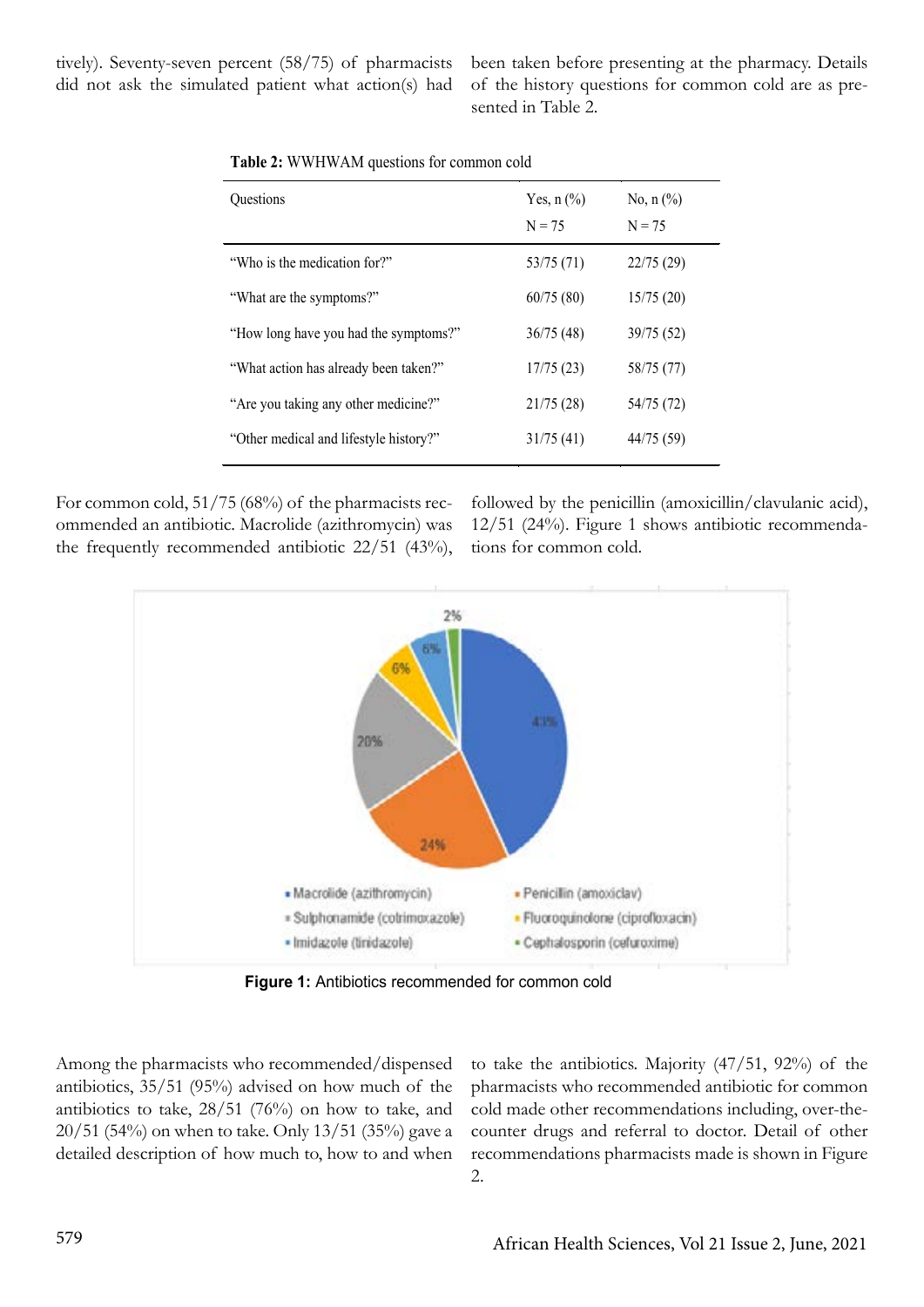tively). Seventy-seven percent (58/75) of pharmacists did not ask the simulated patient what action(s) had been taken before presenting at the pharmacy. Details of the history questions for common cold are as presented in Table 2.

**Table 2:** WWHWAM questions for common cold

| Questions | Yes, n (%) N = 75 | No, n (%) N = 75 |
|---|---|---|
| "Who is the medication for?" | 53/75 (71) | 22/75 (29) |
| "What are the symptoms?" | 60/75 (80) | 15/75 (20) |
| "How long have you had the symptoms?" | 36/75 (48) | 39/75 (52) |
| "What action has already been taken?" | 17/75 (23) | 58/75 (77) |
| "Are you taking any other medicine?" | 21/75 (28) | 54/75 (72) |
| "Other medical and lifestyle history?" | 31/75 (41) | 44/75 (59) |

For common cold, 51/75 (68%) of the pharmacists recommended an antibiotic. Macrolide (azithromycin) was the frequently recommended antibiotic 22/51 (43%), followed by the penicillin (amoxicillin/clavulanic acid), 12/51 (24%). Figure 1 shows antibiotic recommendations for common cold.

**Figure 1:** Antibiotics recommended for common cold

Among the pharmacists who recommended/dispensed antibiotics, 35/51 (95%) advised on how much of the antibiotics to take, 28/51 (76%) on how to take, and 20/51 (54%) on when to take. Only 13/51 (35%) gave a detailed description of how much to, how to and when to take the antibiotics. Majority (47/51, 92%) of the pharmacists who recommended antibiotic for common cold made other recommendations including, over-the-counter drugs and referral to doctor. Detail of other recommendations pharmacists made is shown in Figure 2.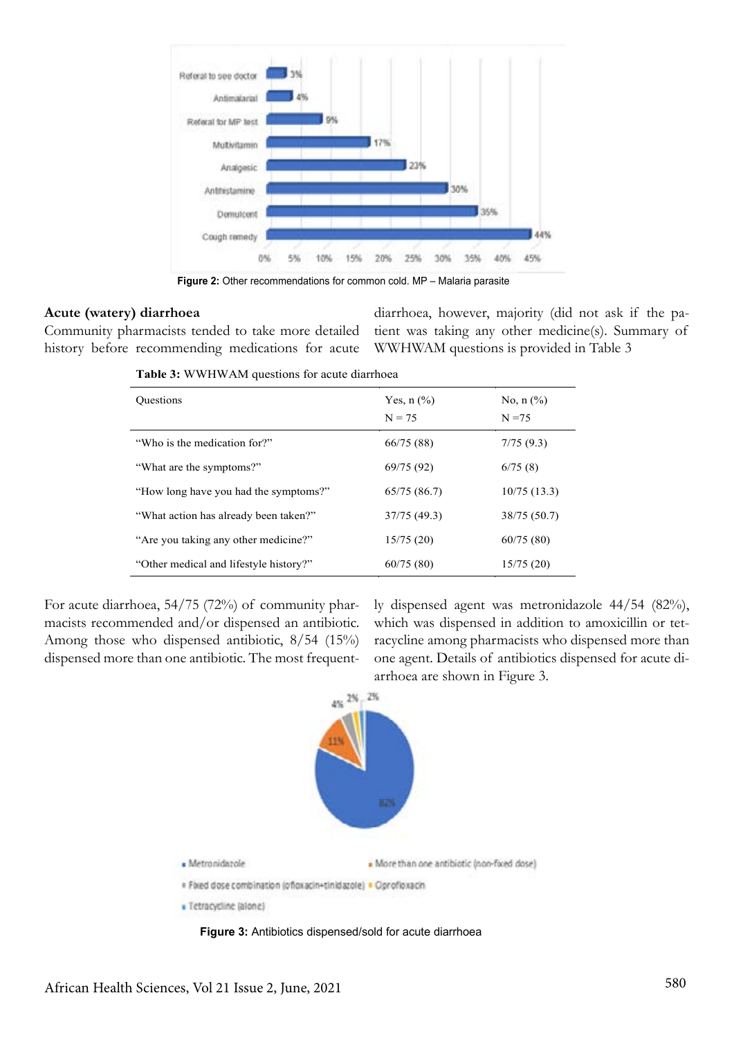Figure 2: Other recommendations for common cold. MP – Malaria parasite

### Acute (watery) diarrhoea

Community pharmacists tended to take more detailed history before recommending medications for acute diarrhoea, however, majority (did not ask if the patient was taking any other medicine(s). Summary of WWHWAM questions is provided in Table 3

**Table 3:** WWHWAM questions for acute diarrhoea

| Questions | Yes, n (%) N = 75 | No, n (%) N =75 |
|---|---|---|
| "Who is the medication for?" | 66/75 (88) | 7/75 (9.3) |
| "What are the symptoms?" | 69/75 (92) | 6/75 (8) |
| "How long have you had the symptoms?" | 65/75 (86.7) | 10/75 (13.3) |
| "What action has already been taken?" | 37/75 (49.3) | 38/75 (50.7) |
| "Are you taking any other medicine?" | 15/75 (20) | 60/75 (80) |
| "Other medical and lifestyle history?" | 60/75 (80) | 15/75 (20) |

For acute diarrhoea, 54/75 (72%) of community pharmacists recommended and/or dispensed an antibiotic. Among those who dispensed antibiotic, 8/54 (15%) dispensed more than one antibiotic. The most frequently dispensed agent was metronidazole 44/54 (82%), which was dispensed in addition to amoxicillin or tetracycline among pharmacists who dispensed more than one agent. Details of antibiotics dispensed for acute diarrhoea are shown in Figure 3.

Figure 3: Antibiotics dispensed/sold for acute diarrhoea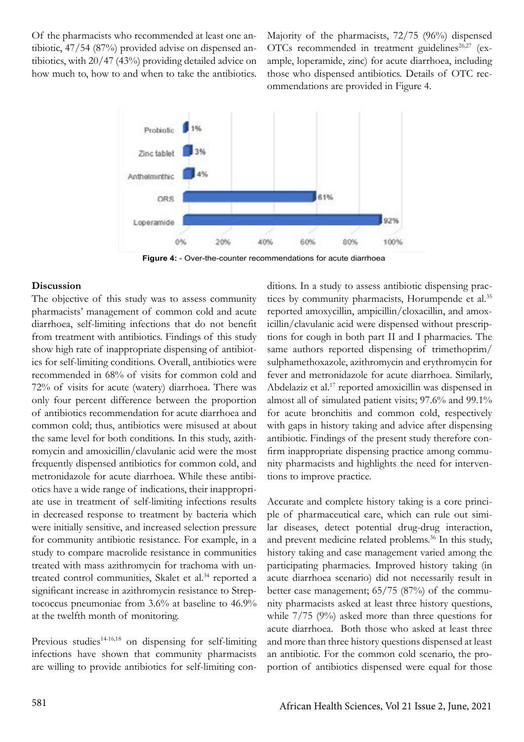Of the pharmacists who recommended at least one antibiotic, 47/54 (87%) provided advise on dispensed antibiotics, with 20/47 (43%) providing detailed advice on how much to, how to and when to take the antibiotics.

Majority of the pharmacists, 72/75 (96%) dispensed OTCs recommended in treatment guidelines[26,27] (example, loperamide, zinc) for acute diarrhoea, including those who dispensed antibiotics. Details of OTC recommendations are provided in Figure 4.

**Figure 4:** - Over-the-counter recommendations for acute diarrhoea

## Discussion

The objective of this study was to assess community pharmacists' management of common cold and acute diarrhoea, self-limiting infections that do not benefit from treatment with antibiotics. Findings of this study show high rate of inappropriate dispensing of antibiotics for self-limiting conditions. Overall, antibiotics were recommended in 68% of visits for common cold and 72% of visits for acute (watery) diarrhoea. There was only four percent difference between the proportion of antibiotics recommendation for acute diarrhoea and common cold; thus, antibiotics were misused at about the same level for both conditions. In this study, azithromycin and amoxicillin/clavulanic acid were the most frequently dispensed antibiotics for common cold, and metronidazole for acute diarrhoea. While these antibiotics have a wide range of indications, their inappropriate use in treatment of self-limiting infections results in decreased response to treatment by bacteria which were initially sensitive, and increased selection pressure for community antibiotic resistance. For example, in a study to compare macrolide resistance in communities treated with mass azithromycin for trachoma with untreated control communities, Skalet et al.[34] reported a significant increase in azithromycin resistance to Streptococcus pneumoniae from 3.6% at baseline to 46.9% at the twelfth month of monitoring.

Previous studies[14-16,18] on dispensing for self-limiting infections have shown that community pharmacists are willing to provide antibiotics for self-limiting conditions. In a study to assess antibiotic dispensing practices by community pharmacists, Horumpende et al.[35] reported amoxycillin, ampicillin/cloxacillin, and amoxicillin/clavulanic acid were dispensed without prescriptions for cough in both part II and I pharmacies. The same authors reported dispensing of trimethoprim/sulphamethoxazole, azithromycin and erythromycin for fever and metronidazole for acute diarrhoea. Similarly, Abdelaziz et al.[17] reported amoxicillin was dispensed in almost all of simulated patient visits; 97.6% and 99.1% for acute bronchitis and common cold, respectively with gaps in history taking and advice after dispensing antibiotic. Findings of the present study therefore confirm inappropriate dispensing practice among community pharmacists and highlights the need for interventions to improve practice.

Accurate and complete history taking is a core principle of pharmaceutical care, which can rule out similar diseases, detect potential drug-drug interaction, and prevent medicine related problems.[36] In this study, history taking and case management varied among the participating pharmacies. Improved history taking (in acute diarrhoea scenario) did not necessarily result in better case management; 65/75 (87%) of the community pharmacists asked at least three history questions, while 7/75 (9%) asked more than three questions for acute diarrhoea. Both those who asked at least three and more than three history questions dispensed at least an antibiotic. For the common cold scenario, the proportion of antibiotics dispensed were equal for those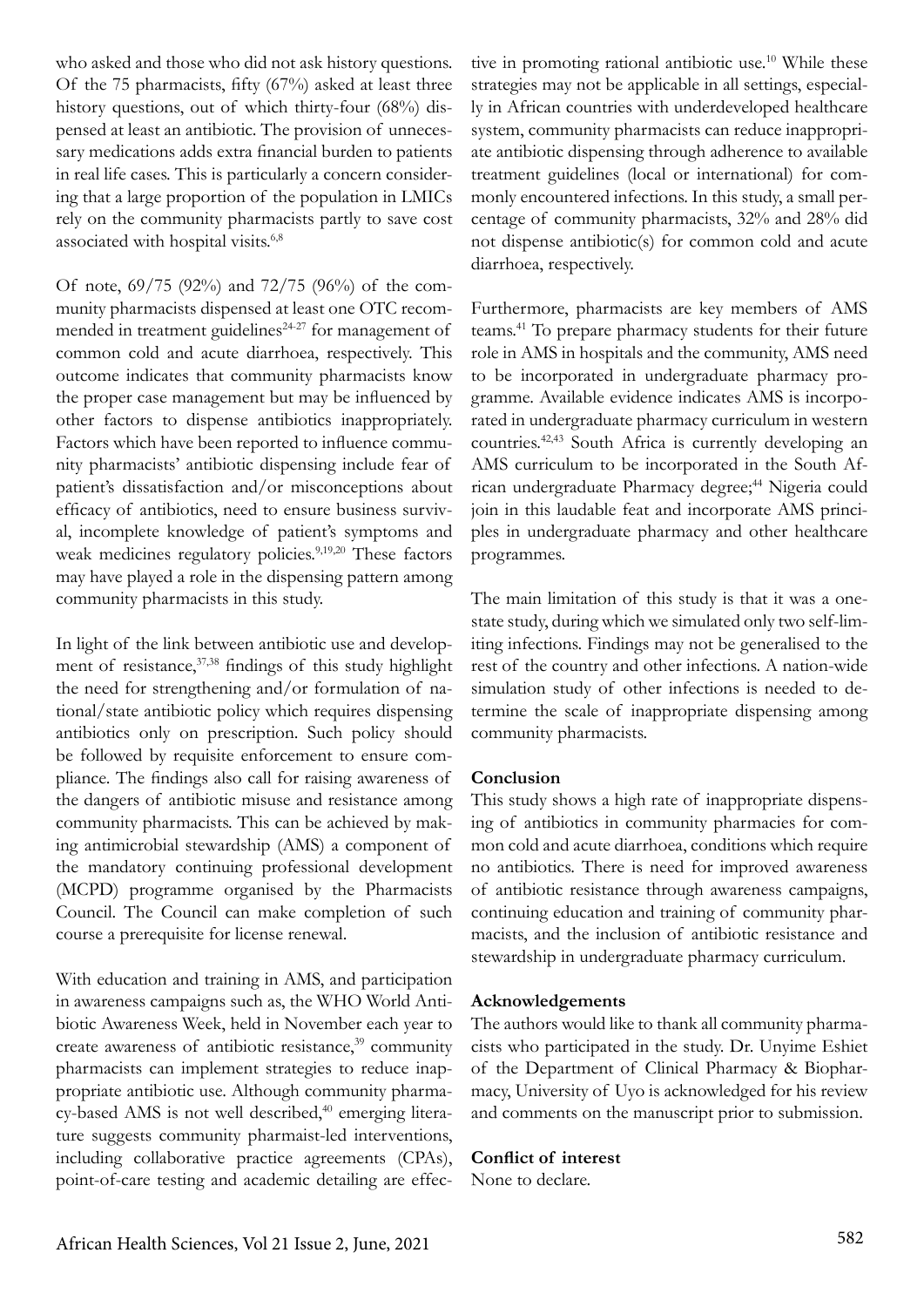who asked and those who did not ask history questions. Of the 75 pharmacists, fifty (67%) asked at least three history questions, out of which thirty-four (68%) dispensed at least an antibiotic. The provision of unnecessary medications adds extra financial burden to patients in real life cases. This is particularly a concern considering that a large proportion of the population in LMICs rely on the community pharmacists partly to save cost associated with hospital visits.[6,8]

Of note, 69/75 (92%) and 72/75 (96%) of the community pharmacists dispensed at least one OTC recommended in treatment guidelines[24-27] for management of common cold and acute diarrhoea, respectively. This outcome indicates that community pharmacists know the proper case management but may be influenced by other factors to dispense antibiotics inappropriately. Factors which have been reported to influence community pharmacists' antibiotic dispensing include fear of patient's dissatisfaction and/or misconceptions about efficacy of antibiotics, need to ensure business survival, incomplete knowledge of patient's symptoms and weak medicines regulatory policies.[9,19,20] These factors may have played a role in the dispensing pattern among community pharmacists in this study.

In light of the link between antibiotic use and development of resistance,[37,38] findings of this study highlight the need for strengthening and/or formulation of national/state antibiotic policy which requires dispensing antibiotics only on prescription. Such policy should be followed by requisite enforcement to ensure compliance. The findings also call for raising awareness of the dangers of antibiotic misuse and resistance among community pharmacists. This can be achieved by making antimicrobial stewardship (AMS) a component of the mandatory continuing professional development (MCPD) programme organised by the Pharmacists Council. The Council can make completion of such course a prerequisite for license renewal.

With education and training in AMS, and participation in awareness campaigns such as, the WHO World Antibiotic Awareness Week, held in November each year to create awareness of antibiotic resistance,[39] community pharmacists can implement strategies to reduce inappropriate antibiotic use. Although community pharmacy-based AMS is not well described,[40] emerging literature suggests community pharmaist-led interventions, including collaborative practice agreements (CPAs), point-of-care testing and academic detailing are effective in promoting rational antibiotic use.[10] While these strategies may not be applicable in all settings, especially in African countries with underdeveloped healthcare system, community pharmacists can reduce inappropriate antibiotic dispensing through adherence to available treatment guidelines (local or international) for commonly encountered infections. In this study, a small percentage of community pharmacists, 32% and 28% did not dispense antibiotic(s) for common cold and acute diarrhoea, respectively.

Furthermore, pharmacists are key members of AMS teams.[41] To prepare pharmacy students for their future role in AMS in hospitals and the community, AMS need to be incorporated in undergraduate pharmacy programme. Available evidence indicates AMS is incorporated in undergraduate pharmacy curriculum in western countries.[42,43] South Africa is currently developing an AMS curriculum to be incorporated in the South African undergraduate Pharmacy degree;[44] Nigeria could join in this laudable feat and incorporate AMS principles in undergraduate pharmacy and other healthcare programmes.

The main limitation of this study is that it was a one-state study, during which we simulated only two self-limiting infections. Findings may not be generalised to the rest of the country and other infections. A nation-wide simulation study of other infections is needed to determine the scale of inappropriate dispensing among community pharmacists.

## Conclusion

This study shows a high rate of inappropriate dispensing of antibiotics in community pharmacies for common cold and acute diarrhoea, conditions which require no antibiotics. There is need for improved awareness of antibiotic resistance through awareness campaigns, continuing education and training of community pharmacists, and the inclusion of antibiotic resistance and stewardship in undergraduate pharmacy curriculum.

## Acknowledgements

The authors would like to thank all community pharmacists who participated in the study. Dr. Unyime Eshiet of the Department of Clinical Pharmacy & Biopharmacy, University of Uyo is acknowledged for his review and comments on the manuscript prior to submission.

## Conflict of interest

None to declare.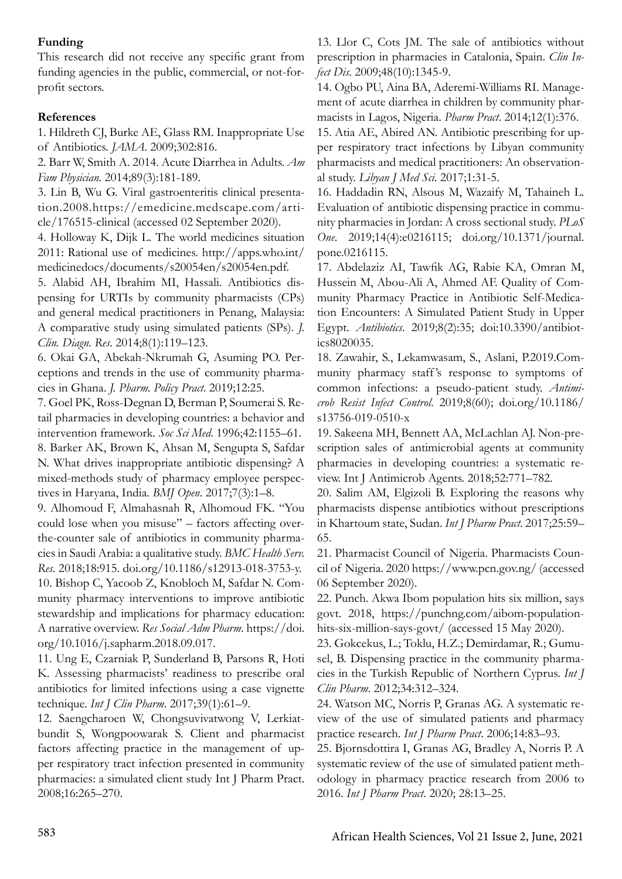**Funding**

This research did not receive any specific grant from funding agencies in the public, commercial, or not-for-profit sectors.

**References**

1. Hildreth CJ, Burke AE, Glass RM. Inappropriate Use of Antibiotics. *JAMA*. 2009;302:816.
2. Barr W, Smith A. 2014. Acute Diarrhea in Adults. *Am Fam Physician*. 2014;89(3):181-189.
3. Lin B, Wu G. Viral gastroenteritis clinical presentation.2008.https://emedicine.medscape.com/article/176515-clinical (accessed 02 September 2020).
4. Holloway K, Dijk L. The world medicines situation 2011: Rational use of medicines. http://apps.who.int/medicinedocs/documents/s20054en/s20054en.pdf.
5. Alabid AH, Ibrahim MI, Hassali. Antibiotics dispensing for URTIs by community pharmacists (CPs) and general medical practitioners in Penang, Malaysia: A comparative study using simulated patients (SPs). *J. Clin. Diagn. Res*. 2014;8(1):119–123.
6. Okai GA, Abekah-Nkrumah G, Asuming PO. Perceptions and trends in the use of community pharmacies in Ghana. *J. Pharm. Policy Pract*. 2019;12:25.
7. Goel PK, Ross-Degnan D, Berman P, Soumerai S. Retail pharmacies in developing countries: a behavior and intervention framework. *Soc Sci Med*. 1996;42:1155–61.
8. Barker AK, Brown K, Ahsan M, Sengupta S, Safdar N. What drives inappropriate antibiotic dispensing? A mixed-methods study of pharmacy employee perspectives in Haryana, India. *BMJ Open*. 2017;7(3):1–8.
9. Alhomoud F, Almahasnah R, Alhomoud FK. "You could lose when you misuse" – factors affecting over-the-counter sale of antibiotics in community pharmacies in Saudi Arabia: a qualitative study. *BMC Health Serv. Res*. 2018;18:915. doi.org/10.1186/s12913-018-3753-y.
10. Bishop C, Yacoob Z, Knobloch M, Safdar N. Community pharmacy interventions to improve antibiotic stewardship and implications for pharmacy education: A narrative overview. *Res Social Adm Pharm*. https://doi.org/10.1016/j.sapharm.2018.09.017.
11. Ung E, Czarniak P, Sunderland B, Parsons R, Hoti K. Assessing pharmacists' readiness to prescribe oral antibiotics for limited infections using a case vignette technique. *Int J Clin Pharm*. 2017;39(1):61–9.
12. Saengcharoen W, Chongsuvivatwong V, Lerkiatbundit S, Wongpoowarak S. Client and pharmacist factors affecting practice in the management of upper respiratory tract infection presented in community pharmacies: a simulated client study Int J Pharm Pract. 2008;16:265–270.
13. Llor C, Cots JM. The sale of antibiotics without prescription in pharmacies in Catalonia, Spain. *Clin Infect Dis*. 2009;48(10):1345-9.
14. Ogbo PU, Aina BA, Aderemi-Williams RI. Management of acute diarrhea in children by community pharmacists in Lagos, Nigeria. *Pharm Pract*. 2014;12(1):376.
15. Atia AE, Abired AN. Antibiotic prescribing for upper respiratory tract infections by Libyan community pharmacists and medical practitioners: An observational study. *Libyan J Med Sci*. 2017;1:31-5.
16. Haddadin RN, Alsous M, Wazaify M, Tahaineh L. Evaluation of antibiotic dispensing practice in community pharmacies in Jordan: A cross sectional study. *PLoS One*. 2019;14(4):e0216115; doi.org/10.1371/journal.pone.0216115.
17. Abdelaziz AI, Tawfik AG, Rabie KA, Omran M, Hussein M, Abou-Ali A, Ahmed AF. Quality of Community Pharmacy Practice in Antibiotic Self-Medication Encounters: A Simulated Patient Study in Upper Egypt. *Antibiotics*. 2019;8(2):35; doi:10.3390/antibiotics8020035.
18. Zawahir, S., Lekamwasam, S., Aslani, P.2019.Community pharmacy staff's response to symptoms of common infections: a pseudo-patient study. *Antimicrob Resist Infect Control*. 2019;8(60); doi.org/10.1186/s13756-019-0510-x
19. Sakeena MH, Bennett AA, McLachlan AJ. Non-prescription sales of antimicrobial agents at community pharmacies in developing countries: a systematic review. Int J Antimicrob Agents. 2018;52:771–782.
20. Salim AM, Elgizoli B. Exploring the reasons why pharmacists dispense antibiotics without prescriptions in Khartoum state, Sudan. *Int J Pharm Pract*. 2017;25:59–65.
21. Pharmacist Council of Nigeria. Pharmacists Council of Nigeria. 2020 https://www.pcn.gov.ng/ (accessed 06 September 2020).
22. Punch. Akwa Ibom population hits six million, says govt. 2018, https://punchng.com/aibom-population-hits-six-million-says-govt/ (accessed 15 May 2020).
23. Gokcekus, L.; Toklu, H.Z.; Demirdamar, R.; Gumusel, B. Dispensing practice in the community pharmacies in the Turkish Republic of Northern Cyprus. *Int J Clin Pharm*. 2012;34:312–324.
24. Watson MC, Norris P, Granas AG. A systematic review of the use of simulated patients and pharmacy practice research. *Int J Pharm Pract*. 2006;14:83–93.
25. Bjornsdottira I, Granas AG, Bradley A, Norris P. A systematic review of the use of simulated patient methodology in pharmacy practice research from 2006 to 2016. *Int J Pharm Pract*. 2020; 28:13–25.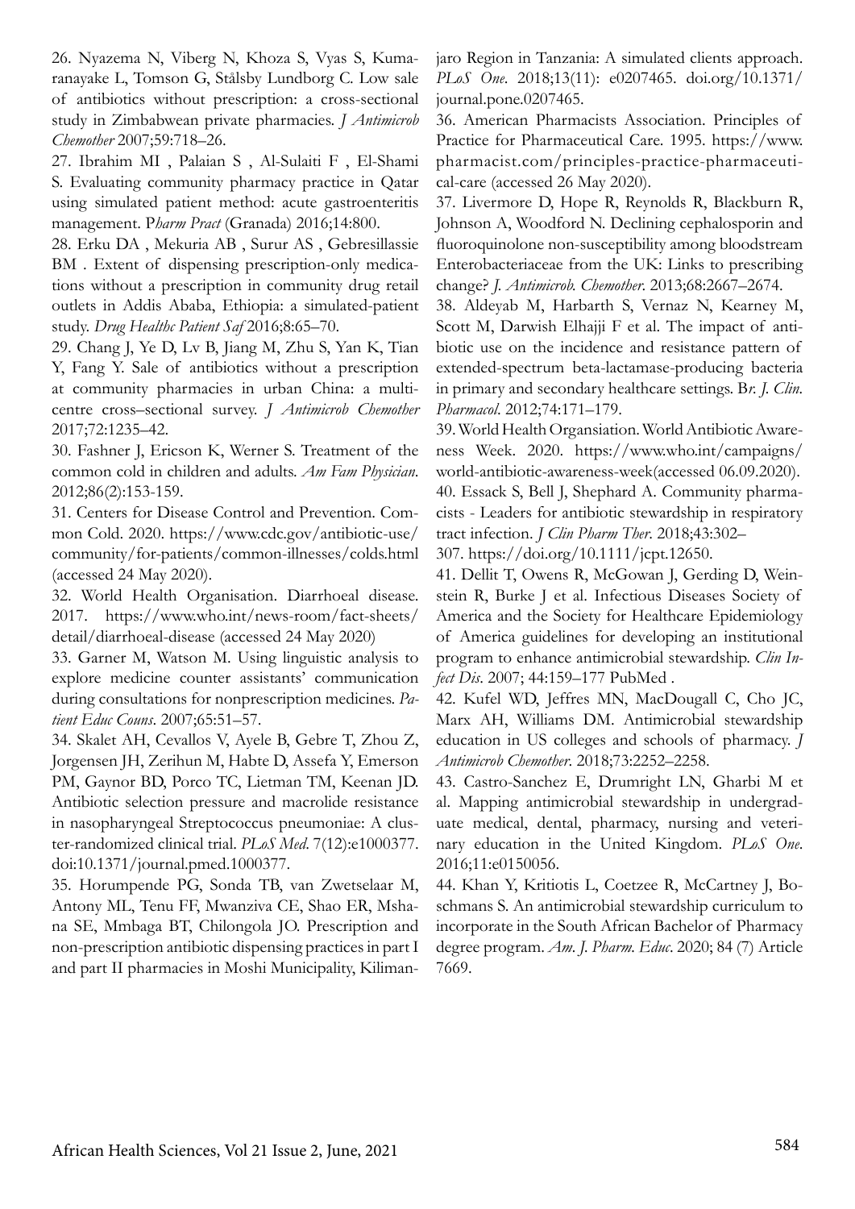26. Nyazema N, Viberg N, Khoza S, Vyas S, Kumaranayake L, Tomson G, Stålsby Lundborg C. Low sale of antibiotics without prescription: a cross-sectional study in Zimbabwean private pharmacies. *J Antimicrob Chemother* 2007;59:718–26.

27. Ibrahim MI , Palaian S , Al-Sulaiti F , El-Shami S. Evaluating community pharmacy practice in Qatar using simulated patient method: acute gastroenteritis management. P*harm Pract* (Granada) 2016;14:800.

28. Erku DA , Mekuria AB , Surur AS , Gebresillassie BM . Extent of dispensing prescription-only medications without a prescription in community drug retail outlets in Addis Ababa, Ethiopia: a simulated-patient study. *Drug Healthc Patient Saf* 2016;8:65–70.

29. Chang J, Ye D, Lv B, Jiang M, Zhu S, Yan K, Tian Y, Fang Y. Sale of antibiotics without a prescription at community pharmacies in urban China: a multicentre cross–sectional survey. *J Antimicrob Chemother* 2017;72:1235–42.

30. Fashner J, Ericson K, Werner S. Treatment of the common cold in children and adults. *Am Fam Physician*. 2012;86(2):153-159.

31. Centers for Disease Control and Prevention. Common Cold. 2020. https://www.cdc.gov/antibiotic-use/community/for-patients/common-illnesses/colds.html (accessed 24 May 2020).

32. World Health Organisation. Diarrhoeal disease. 2017. https://www.who.int/news-room/fact-sheets/detail/diarrhoeal-disease (accessed 24 May 2020)

33. Garner M, Watson M. Using linguistic analysis to explore medicine counter assistants' communication during consultations for nonprescription medicines. *Patient Educ Couns*. 2007;65:51–57.

34. Skalet AH, Cevallos V, Ayele B, Gebre T, Zhou Z, Jorgensen JH, Zerihun M, Habte D, Assefa Y, Emerson PM, Gaynor BD, Porco TC, Lietman TM, Keenan JD. Antibiotic selection pressure and macrolide resistance in nasopharyngeal Streptococcus pneumoniae: A cluster-randomized clinical trial. *PLoS Med*. 7(12):e1000377. doi:10.1371/journal.pmed.1000377.

35. Horumpende PG, Sonda TB, van Zwetselaar M, Antony ML, Tenu FF, Mwanziva CE, Shao ER, Mshana SE, Mmbaga BT, Chilongola JO. Prescription and non-prescription antibiotic dispensing practices in part I and part II pharmacies in Moshi Municipality, Kilimanjaro Region in Tanzania: A simulated clients approach. *PLoS One*. 2018;13(11): e0207465. doi.org/10.1371/journal.pone.0207465.

36. American Pharmacists Association. Principles of Practice for Pharmaceutical Care. 1995. https://www.pharmacist.com/principles-practice-pharmaceutical-care (accessed 26 May 2020).

37. Livermore D, Hope R, Reynolds R, Blackburn R, Johnson A, Woodford N. Declining cephalosporin and fluoroquinolone non-susceptibility among bloodstream Enterobacteriaceae from the UK: Links to prescribing change? *J. Antimicrob. Chemother*. 2013;68:2667–2674.

38. Aldeyab M, Harbarth S, Vernaz N, Kearney M, Scott M, Darwish Elhajji F et al. The impact of antibiotic use on the incidence and resistance pattern of extended-spectrum beta-lactamase-producing bacteria in primary and secondary healthcare settings. B*r. J. Clin. Pharmacol*. 2012;74:171–179.

39. World Health Organsiation. World Antibiotic Awareness Week. 2020. https://www.who.int/campaigns/world-antibiotic-awareness-week(accessed 06.09.2020).

40. Essack S, Bell J, Shephard A. Community pharmacists - Leaders for antibiotic stewardship in respiratory tract infection. *J Clin Pharm Ther*. 2018;43:302–307. https://doi.org/10.1111/jcpt.12650.

41. Dellit T, Owens R, McGowan J, Gerding D, Weinstein R, Burke J et al. Infectious Diseases Society of America and the Society for Healthcare Epidemiology of America guidelines for developing an institutional program to enhance antimicrobial stewardship. *Clin Infect Dis*. 2007; 44:159–177 PubMed .

42. Kufel WD, Jeffres MN, MacDougall C, Cho JC, Marx AH, Williams DM. Antimicrobial stewardship education in US colleges and schools of pharmacy. *J Antimicrob Chemother*. 2018;73:2252–2258.

43. Castro-Sanchez E, Drumright LN, Gharbi M et al. Mapping antimicrobial stewardship in undergraduate medical, dental, pharmacy, nursing and veterinary education in the United Kingdom. *PLoS One*. 2016;11:e0150056.

44. Khan Y, Kritiotis L, Coetzee R, McCartney J, Boschmans S. An antimicrobial stewardship curriculum to incorporate in the South African Bachelor of Pharmacy degree program. *Am. J. Pharm. Educ*. 2020; 84 (7) Article 7669.